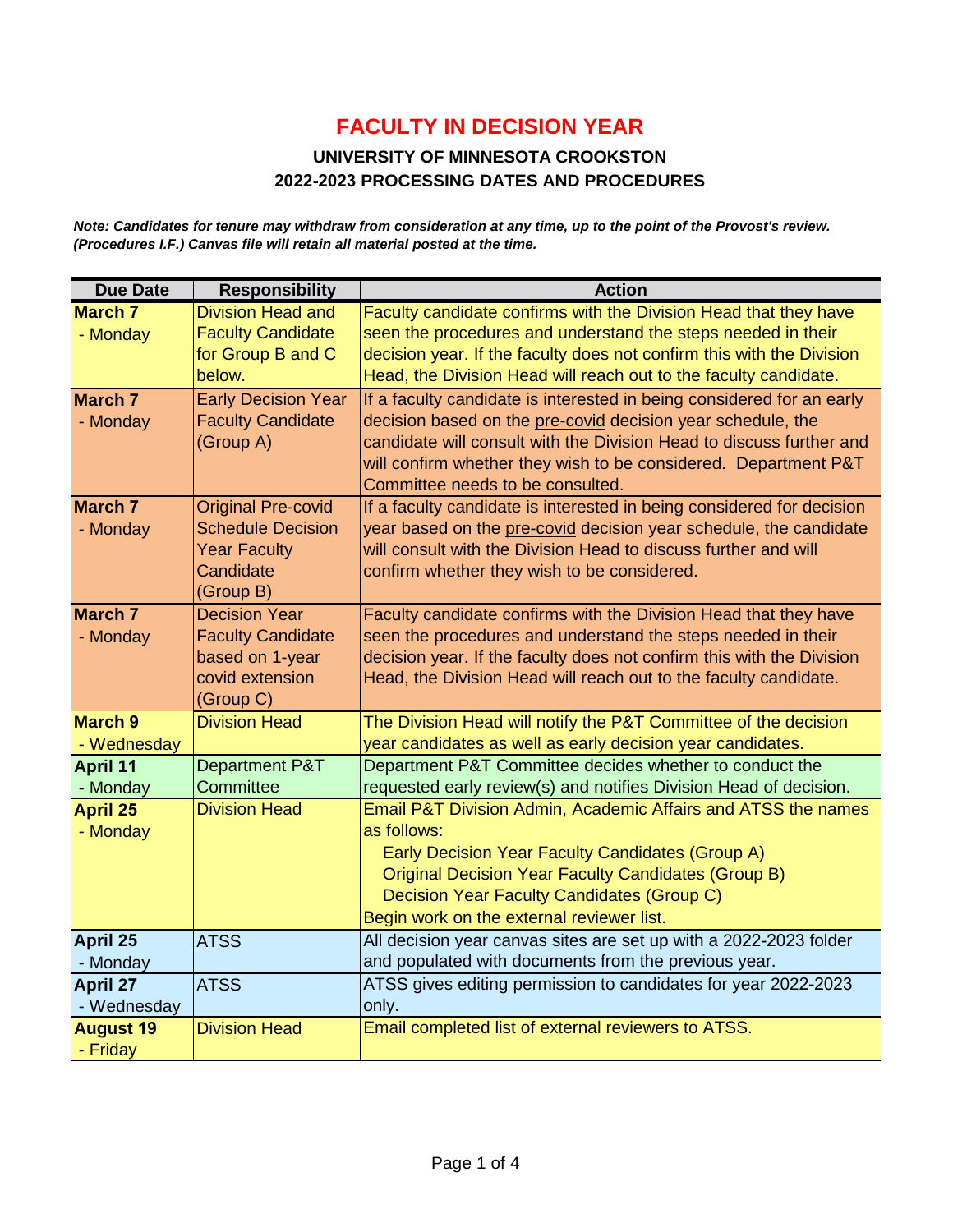# FACULTY IN DECISION YEAR

## UNIVERSITY OF MINNESOTA CROOKSTON
## 2022-2023 PROCESSING DATES AND PROCEDURES

***Note: Candidates for tenure may withdraw from consideration at any time, up to the point of the Provost's review. (Procedures I.F.) Canvas file will retain all material posted at the time.***

| Due Date | Responsibility | Action |
|---|---|---|
| **March 7** - Monday | Division Head and Faculty Candidate for Group B and C below. | Faculty candidate confirms with the Division Head that they have seen the procedures and understand the steps needed in their decision year. If the faculty does not confirm this with the Division Head, the Division Head will reach out to the faculty candidate. |
| **March 7** - Monday | Early Decision Year Faculty Candidate (Group A) | If a faculty candidate is interested in being considered for an early decision based on the pre-covid decision year schedule, the candidate will consult with the Division Head to discuss further and will confirm whether they wish to be considered. Department P&T Committee needs to be consulted. |
| **March 7** - Monday | Original Pre-covid Schedule Decision Year Faculty Candidate (Group B) | If a faculty candidate is interested in being considered for decision year based on the pre-covid decision year schedule, the candidate will consult with the Division Head to discuss further and will confirm whether they wish to be considered. |
| **March 7** - Monday | Decision Year Faculty Candidate based on 1-year covid extension (Group C) | Faculty candidate confirms with the Division Head that they have seen the procedures and understand the steps needed in their decision year. If the faculty does not confirm this with the Division Head, the Division Head will reach out to the faculty candidate. |
| **March 9** - Wednesday | Division Head | The Division Head will notify the P&T Committee of the decision year candidates as well as early decision year candidates. |
| **April 11** - Monday | Department P&T Committee | Department P&T Committee decides whether to conduct the requested early review(s) and notifies Division Head of decision. |
| **April 25** - Monday | Division Head | Email P&T Division Admin, Academic Affairs and ATSS the names as follows:<br>Early Decision Year Faculty Candidates (Group A)<br>Original Decision Year Faculty Candidates (Group B)<br>Decision Year Faculty Candidates (Group C)<br>Begin work on the external reviewer list. |
| **April 25** - Monday | ATSS | All decision year canvas sites are set up with a 2022-2023 folder and populated with documents from the previous year. |
| **April 27** - Wednesday | ATSS | ATSS gives editing permission to candidates for year 2022-2023 only. |
| **August 19** - Friday | Division Head | Email completed list of external reviewers to ATSS. |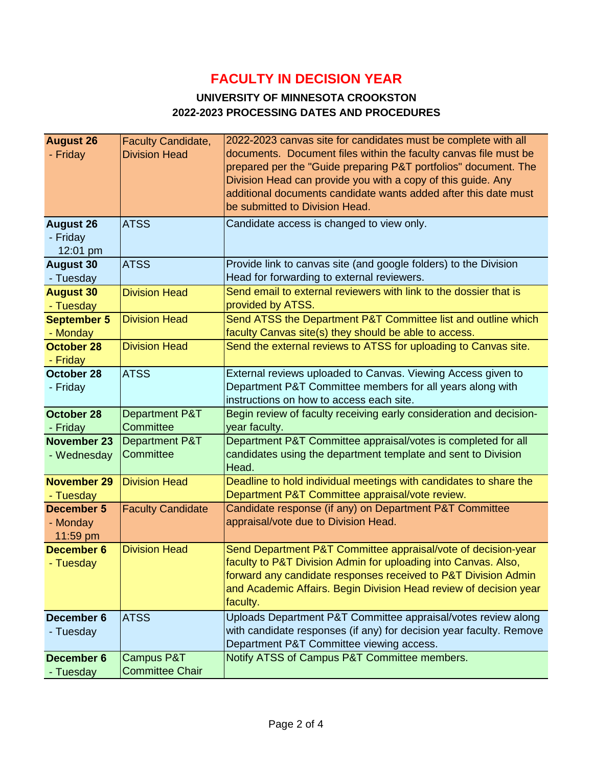# FACULTY IN DECISION YEAR

### UNIVERSITY OF MINNESOTA CROOKSTON
### 2022-2023 PROCESSING DATES AND PROCEDURES

| Date | Responsible | Action |
|---|---|---|
| **August 26** - Friday | Faculty Candidate, Division Head | 2022-2023 canvas site for candidates must be complete with all documents. Document files within the faculty canvas file must be prepared per the "Guide preparing P&T portfolios" document. The Division Head can provide you with a copy of this guide. Any additional documents candidate wants added after this date must be submitted to Division Head. |
| **August 26** - Friday 12:01 pm | ATSS | Candidate access is changed to view only. |
| **August 30** - Tuesday | ATSS | Provide link to canvas site (and google folders) to the Division Head for forwarding to external reviewers. |
| **August 30** - Tuesday | Division Head | Send email to external reviewers with link to the dossier that is provided by ATSS. |
| **September 5** - Monday | Division Head | Send ATSS the Department P&T Committee list and outline which faculty Canvas site(s) they should be able to access. |
| **October 28** - Friday | Division Head | Send the external reviews to ATSS for uploading to Canvas site. |
| **October 28** - Friday | ATSS | External reviews uploaded to Canvas. Viewing Access given to Department P&T Committee members for all years along with instructions on how to access each site. |
| **October 28** - Friday | Department P&T Committee | Begin review of faculty receiving early consideration and decision-year faculty. |
| **November 23** - Wednesday | Department P&T Committee | Department P&T Committee appraisal/votes is completed for all candidates using the department template and sent to Division Head. |
| **November 29** - Tuesday | Division Head | Deadline to hold individual meetings with candidates to share the Department P&T Committee appraisal/vote review. |
| **December 5** - Monday 11:59 pm | Faculty Candidate | Candidate response (if any) on Department P&T Committee appraisal/vote due to Division Head. |
| **December 6** - Tuesday | Division Head | Send Department P&T Committee appraisal/vote of decision-year faculty to P&T Division Admin for uploading into Canvas. Also, forward any candidate responses received to P&T Division Admin and Academic Affairs. Begin Division Head review of decision year faculty. |
| **December 6** - Tuesday | ATSS | Uploads Department P&T Committee appraisal/votes review along with candidate responses (if any) for decision year faculty. Remove Department P&T Committee viewing access. |
| **December 6** - Tuesday | Campus P&T Committee Chair | Notify ATSS of Campus P&T Committee members. |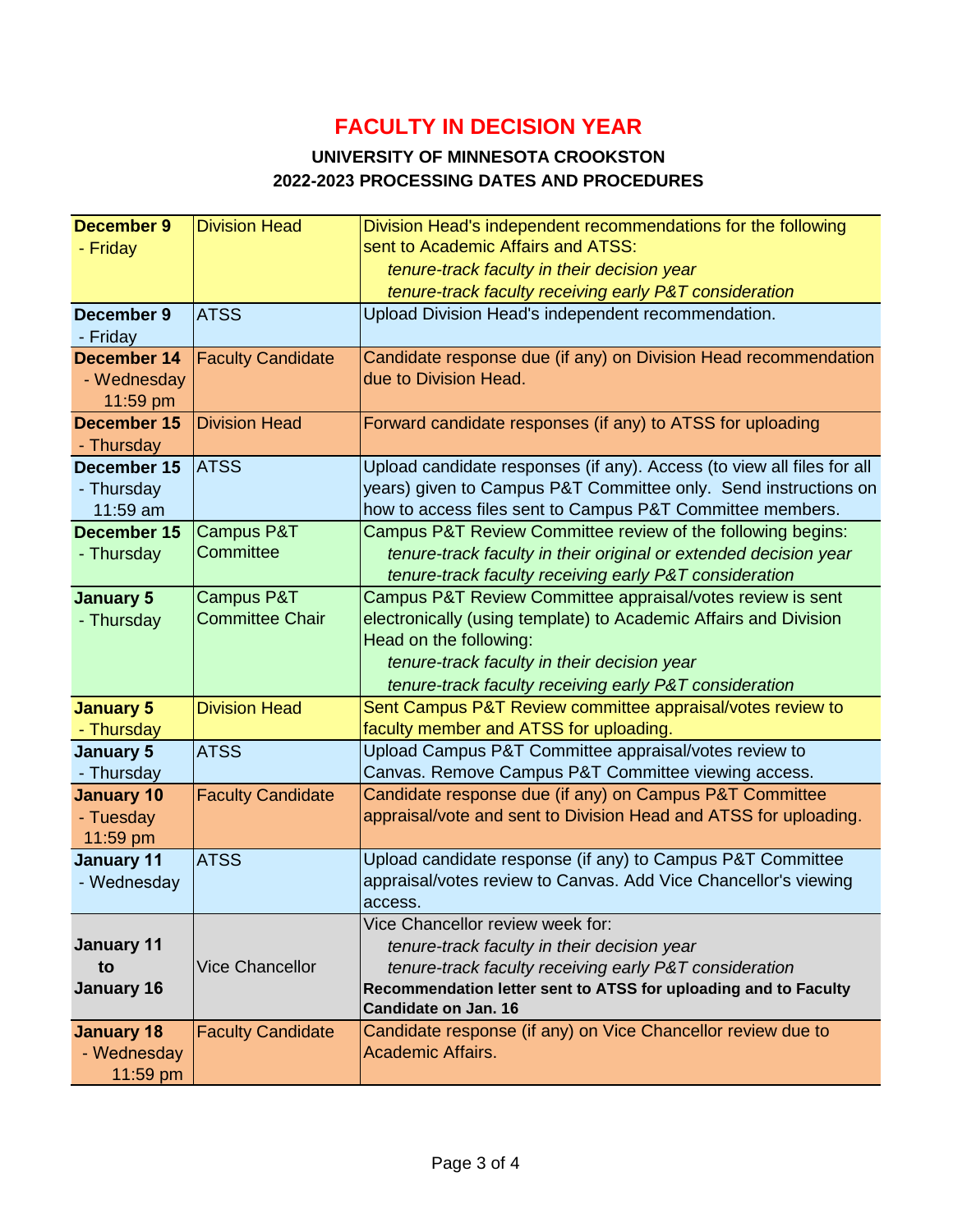# FACULTY IN DECISION YEAR

### UNIVERSITY OF MINNESOTA CROOKSTON
### 2022-2023 PROCESSING DATES AND PROCEDURES

| Date | Responsible | Action |
|---|---|---|
| **December 9** - Friday | Division Head | Division Head's independent recommendations for the following sent to Academic Affairs and ATSS: *tenure-track faculty in their decision year* *tenure-track faculty receiving early P&T consideration* |
| **December 9** - Friday | ATSS | Upload Division Head's independent recommendation. |
| **December 14** - Wednesday 11:59 pm | Faculty Candidate | Candidate response due (if any) on Division Head recommendation due to Division Head. |
| **December 15** - Thursday | Division Head | Forward candidate responses (if any) to ATSS for uploading |
| **December 15** - Thursday 11:59 am | ATSS | Upload candidate responses (if any). Access (to view all files for all years) given to Campus P&T Committee only. Send instructions on how to access files sent to Campus P&T Committee members. |
| **December 15** - Thursday | Campus P&T Committee | Campus P&T Review Committee review of the following begins: *tenure-track faculty in their original or extended decision year* *tenure-track faculty receiving early P&T consideration* |
| **January 5** - Thursday | Campus P&T Committee Chair | Campus P&T Review Committee appraisal/votes review is sent electronically (using template) to Academic Affairs and Division Head on the following: *tenure-track faculty in their decision year* *tenure-track faculty receiving early P&T consideration* |
| **January 5** - Thursday | Division Head | Sent Campus P&T Review committee appraisal/votes review to faculty member and ATSS for uploading. |
| **January 5** - Thursday | ATSS | Upload Campus P&T Committee appraisal/votes review to Canvas. Remove Campus P&T Committee viewing access. |
| **January 10** - Tuesday 11:59 pm | Faculty Candidate | Candidate response due (if any) on Campus P&T Committee appraisal/vote and sent to Division Head and ATSS for uploading. |
| **January 11** - Wednesday | ATSS | Upload candidate response (if any) to Campus P&T Committee appraisal/votes review to Canvas. Add Vice Chancellor's viewing access. |
| **January 11 to January 16** | Vice Chancellor | Vice Chancellor review week for: *tenure-track faculty in their decision year* *tenure-track faculty receiving early P&T consideration* **Recommendation letter sent to ATSS for uploading and to Faculty Candidate on Jan. 16** |
| **January 18** - Wednesday 11:59 pm | Faculty Candidate | Candidate response (if any) on Vice Chancellor review due to Academic Affairs. |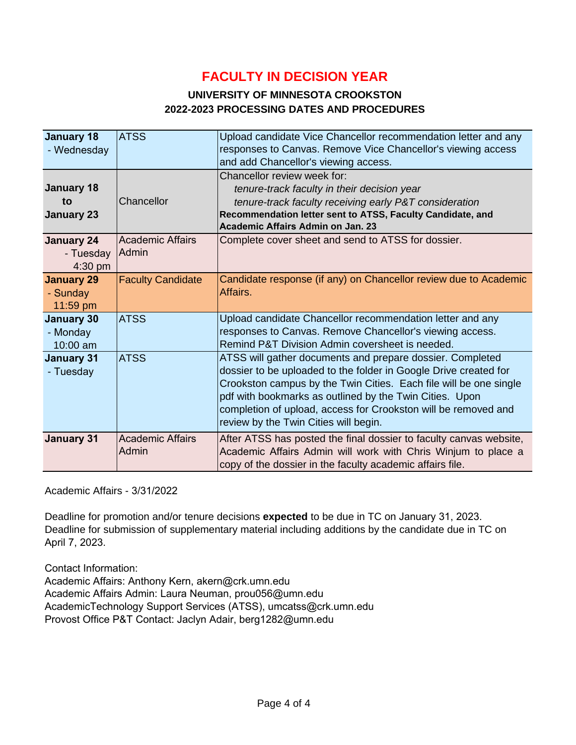# FACULTY IN DECISION YEAR

### UNIVERSITY OF MINNESOTA CROOKSTON
### 2022-2023 PROCESSING DATES AND PROCEDURES

| | | |
|---|---|---|
| **January 18** - Wednesday | ATSS | Upload candidate Vice Chancellor recommendation letter and any responses to Canvas. Remove Vice Chancellor's viewing access and add Chancellor's viewing access. |
| **January 18 to January 23** | Chancellor | Chancellor review week for: *tenure-track faculty in their decision year* *tenure-track faculty receiving early P&T consideration* **Recommendation letter sent to ATSS, Faculty Candidate, and Academic Affairs Admin on Jan. 23** |
| **January 24** - Tuesday 4:30 pm | Academic Affairs Admin | Complete cover sheet and send to ATSS for dossier. |
| **January 29** - Sunday 11:59 pm | Faculty Candidate | Candidate response (if any) on Chancellor review due to Academic Affairs. |
| **January 30** - Monday 10:00 am | ATSS | Upload candidate Chancellor recommendation letter and any responses to Canvas. Remove Chancellor's viewing access. Remind P&T Division Admin coversheet is needed. |
| **January 31** - Tuesday | ATSS | ATSS will gather documents and prepare dossier. Completed dossier to be uploaded to the folder in Google Drive created for Crookston campus by the Twin Cities. Each file will be one single pdf with bookmarks as outlined by the Twin Cities. Upon completion of upload, access for Crookston will be removed and review by the Twin Cities will begin. |
| **January 31** | Academic Affairs Admin | After ATSS has posted the final dossier to faculty canvas website, Academic Affairs Admin will work with Chris Winjum to place a copy of the dossier in the faculty academic affairs file. |

Academic Affairs - 3/31/2022

Deadline for promotion and/or tenure decisions **expected** to be due in TC on January 31, 2023.
Deadline for submission of supplementary material including additions by the candidate due in TC on April 7, 2023.

Contact Information:
Academic Affairs: Anthony Kern, akern@crk.umn.edu
Academic Affairs Admin: Laura Neuman, prou056@umn.edu
AcademicTechnology Support Services (ATSS), umcatss@crk.umn.edu
Provost Office P&T Contact: Jaclyn Adair, berg1282@umn.edu